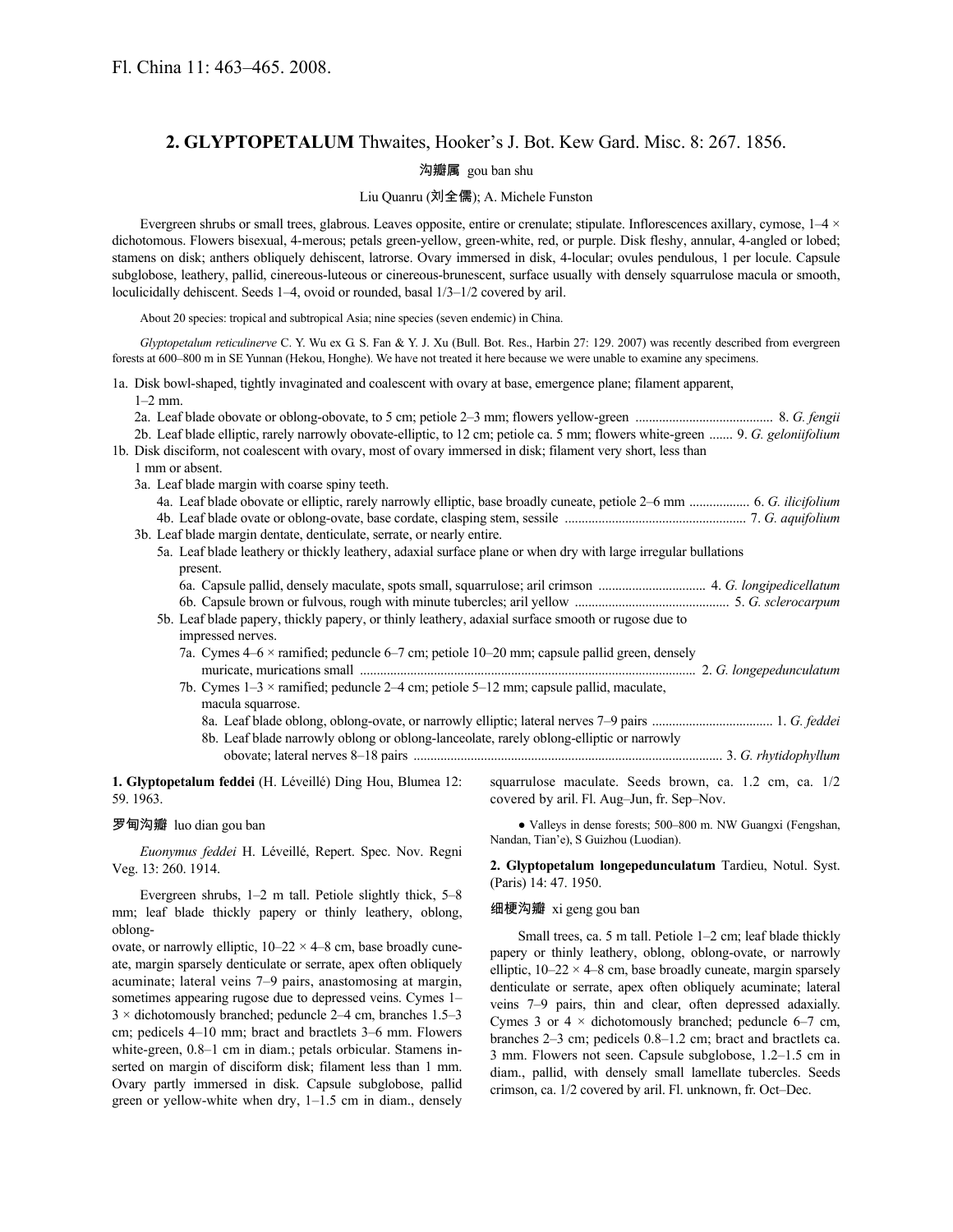Fl. China 11: 463–465. 2008.

## 2. GLYPTOPETALUM Thwaites, Hooker's J. Bot. Kew Gard. Misc. 8: 267. 1856.

沟瓣属 gou ban shu

Liu Quanru (刘全儒); A. Michele Funston

Evergreen shrubs or small trees, glabrous. Leaves opposite, entire or crenulate; stipulate. Inflorescences axillary, cymose, 1–4 × dichotomous. Flowers bisexual, 4-merous; petals green-yellow, green-white, red, or purple. Disk fleshy, annular, 4-angled or lobed; stamens on disk; anthers obliquely dehiscent, latrorse. Ovary immersed in disk, 4-locular; ovules pendulous, 1 per locule. Capsule subglobose, leathery, pallid, cinereous-luteous or cinereous-brunescent, surface usually with densely squarrulose macula or smooth, loculicidally dehiscent. Seeds 1–4, ovoid or rounded, basal 1/3–1/2 covered by aril.

About 20 species: tropical and subtropical Asia; nine species (seven endemic) in China.

*Glyptopetalum reticulinerve* C. Y. Wu ex G. S. Fan & Y. J. Xu (Bull. Bot. Res., Harbin 27: 129. 2007) was recently described from evergreen forests at 600–800 m in SE Yunnan (Hekou, Honghe). We have not treated it here because we were unable to examine any specimens.

1a. Disk bowl-shaped, tightly invaginated and coalescent with ovary at base, emergence plane; filament apparent, 1–2 mm.
- 2a. Leaf blade obovate or oblong-obovate, to 5 cm; petiole 2–3 mm; flowers yellow-green ........................................ 8. *G. fengii*
- 2b. Leaf blade elliptic, rarely narrowly obovate-elliptic, to 12 cm; petiole ca. 5 mm; flowers white-green ....... 9. *G. geloniifolium*

1b. Disk disciform, not coalescent with ovary, most of ovary immersed in disk; filament very short, less than 1 mm or absent.
- 3a. Leaf blade margin with coarse spiny teeth.
  - 4a. Leaf blade obovate or elliptic, rarely narrowly elliptic, base broadly cuneate, petiole 2–6 mm ................. 6. *G. ilicifolium*
  - 4b. Leaf blade ovate or oblong-ovate, base cordate, clasping stem, sessile ..................................................... 7. *G. aquifolium*
- 3b. Leaf blade margin dentate, denticulate, serrate, or nearly entire.
  - 5a. Leaf blade leathery or thickly leathery, adaxial surface plane or when dry with large irregular bullations present.
    - 6a. Capsule pallid, densely maculate, spots small, squarrulose; aril crimson ............................... 4. *G. longipedicellatum*
    - 6b. Capsule brown or fulvous, rough with minute tubercles; aril yellow ............................................. 5. *G. sclerocarpum*
  - 5b. Leaf blade papery, thickly papery, or thinly leathery, adaxial surface smooth or rugose due to impressed nerves.
    - 7a. Cymes 4–6 × ramified; peduncle 6–7 cm; petiole 10–20 mm; capsule pallid green, densely muricate, murications small ........................................................................................................ 2. *G. longepedunculatum*
    - 7b. Cymes 1–3 × ramified; peduncle 2–4 cm; petiole 5–12 mm; capsule pallid, maculate, macula squarrose.
      - 8a. Leaf blade oblong, oblong-ovate, or narrowly elliptic; lateral nerves 7–9 pairs .................................... 1. *G. feddei*
      - 8b. Leaf blade narrowly oblong or oblong-lanceolate, rarely oblong-elliptic or narrowly obovate; lateral nerves 8–18 pairs .......................................................................................... 3. *G. rhytidophyllum*

**1. Glyptopetalum feddei** (H. Léveillé) Ding Hou, Blumea 12: 59. 1963.

罗甸沟瓣 luo dian gou ban

*Euonymus feddei* H. Léveillé, Repert. Spec. Nov. Regni Veg. 13: 260. 1914.

Evergreen shrubs, 1–2 m tall. Petiole slightly thick, 5–8 mm; leaf blade thickly papery or thinly leathery, oblong, oblong-ovate, or narrowly elliptic, 10–22 × 4–8 cm, base broadly cuneate, margin sparsely denticulate or serrate, apex often obliquely acuminate; lateral veins 7–9 pairs, anastomosing at margin, sometimes appearing rugose due to depressed veins. Cymes 1–3 × dichotomously branched; peduncle 2–4 cm, branches 1.5–3 cm; pedicels 4–10 mm; bract and bractlets 3–6 mm. Flowers white-green, 0.8–1 cm in diam.; petals orbicular. Stamens inserted on margin of disciform disk; filament less than 1 mm. Ovary partly immersed in disk. Capsule subglobose, pallid green or yellow-white when dry, 1–1.5 cm in diam., densely squarrulose maculate. Seeds brown, ca. 1.2 cm, ca. 1/2 covered by aril. Fl. Aug–Jun, fr. Sep–Nov.

● Valleys in dense forests; 500–800 m. NW Guangxi (Fengshan, Nandan, Tian'e), S Guizhou (Luodian).

**2. Glyptopetalum longepedunculatum** Tardieu, Notul. Syst. (Paris) 14: 47. 1950.

细梗沟瓣 xi geng gou ban

Small trees, ca. 5 m tall. Petiole 1–2 cm; leaf blade thickly papery or thinly leathery, oblong, oblong-ovate, or narrowly elliptic, 10–22 × 4–8 cm, base broadly cuneate, margin sparsely denticulate or serrate, apex often obliquely acuminate; lateral veins 7–9 pairs, thin and clear, often depressed adaxially. Cymes 3 or 4 × dichotomously branched; peduncle 6–7 cm, branches 2–3 cm; pedicels 0.8–1.2 cm; bract and bractlets ca. 3 mm. Flowers not seen. Capsule subglobose, 1.2–1.5 cm in diam., pallid, with densely small lamellate tubercles. Seeds crimson, ca. 1/2 covered by aril. Fl. unknown, fr. Oct–Dec.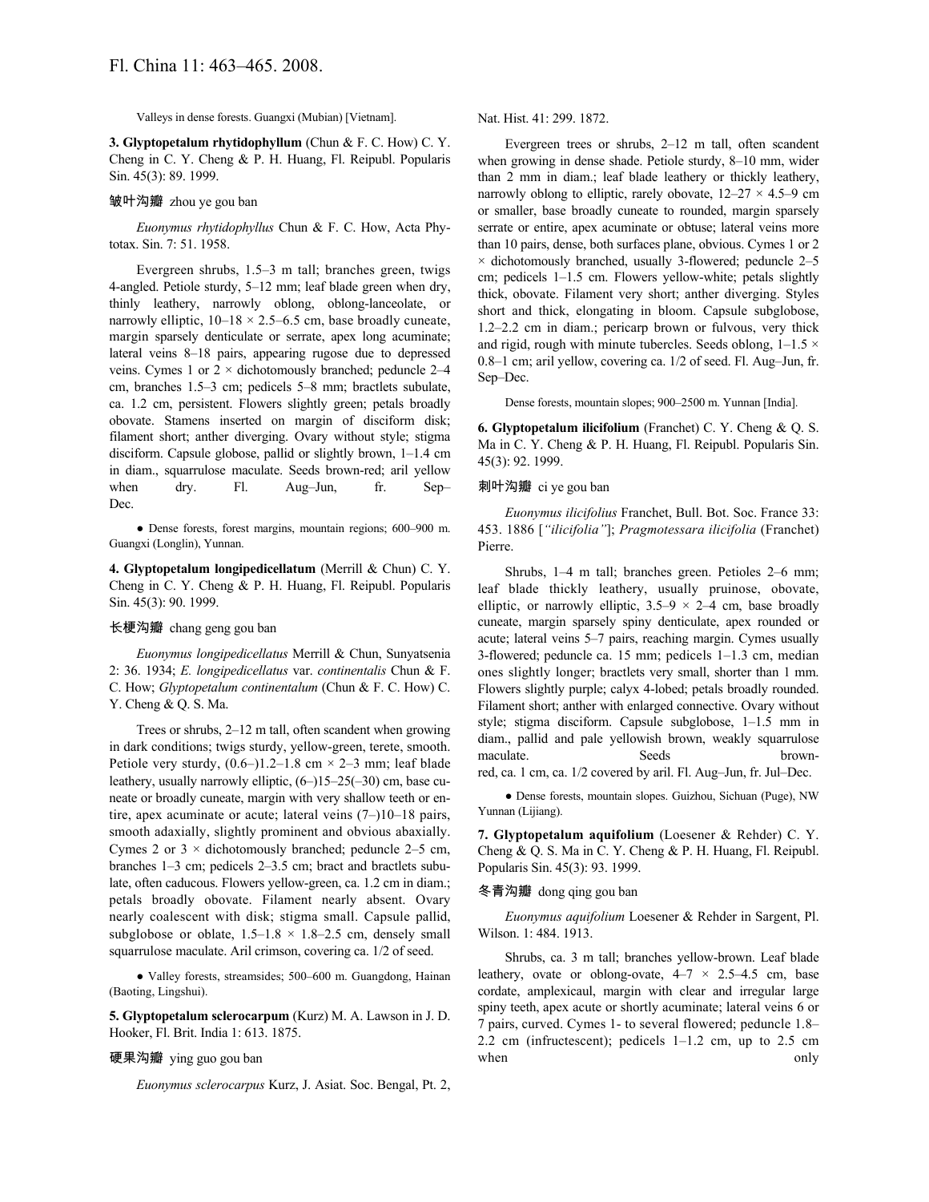Valleys in dense forests. Guangxi (Mubian) [Vietnam].

**3. Glyptopetalum rhytidophyllum** (Chun & F. C. How) C. Y. Cheng in C. Y. Cheng & P. H. Huang, Fl. Reipubl. Popularis Sin. 45(3): 89. 1999.

皱叶沟瓣 zhou ye gou ban

*Euonymus rhytidophyllus* Chun & F. C. How, Acta Phytotax. Sin. 7: 51. 1958.

Evergreen shrubs, 1.5–3 m tall; branches green, twigs 4-angled. Petiole sturdy, 5–12 mm; leaf blade green when dry, thinly leathery, narrowly oblong, oblong-lanceolate, or narrowly elliptic, 10–18 × 2.5–6.5 cm, base broadly cuneate, margin sparsely denticulate or serrate, apex long acuminate; lateral veins 8–18 pairs, appearing rugose due to depressed veins. Cymes 1 or 2 × dichotomously branched; peduncle 2–4 cm, branches 1.5–3 cm; pedicels 5–8 mm; bractlets subulate, ca. 1.2 cm, persistent. Flowers slightly green; petals broadly obovate. Stamens inserted on margin of disciform disk; filament short; anther diverging. Ovary without style; stigma disciform. Capsule globose, pallid or slightly brown, 1–1.4 cm in diam., squarrulose maculate. Seeds brown-red; aril yellow when dry. Fl. Aug–Jun, fr. Sep–Dec.

● Dense forests, forest margins, mountain regions; 600–900 m. Guangxi (Longlin), Yunnan.

**4. Glyptopetalum longipedicellatum** (Merrill & Chun) C. Y. Cheng in C. Y. Cheng & P. H. Huang, Fl. Reipubl. Popularis Sin. 45(3): 90. 1999.

长梗沟瓣 chang geng gou ban

*Euonymus longipedicellatus* Merrill & Chun, Sunyatsenia 2: 36. 1934; *E. longipedicellatus* var. *continentalis* Chun & F. C. How; *Glyptopetalum continentalum* (Chun & F. C. How) C. Y. Cheng & Q. S. Ma.

Trees or shrubs, 2–12 m tall, often scandent when growing in dark conditions; twigs sturdy, yellow-green, terete, smooth. Petiole very sturdy, (0.6–)1.2–1.8 cm × 2–3 mm; leaf blade leathery, usually narrowly elliptic, (6–)15–25(–30) cm, base cuneate or broadly cuneate, margin with very shallow teeth or entire, apex acuminate or acute; lateral veins (7–)10–18 pairs, smooth adaxially, slightly prominent and obvious abaxially. Cymes 2 or 3 × dichotomously branched; peduncle 2–5 cm, branches 1–3 cm; pedicels 2–3.5 cm; bract and bractlets subulate, often caducous. Flowers yellow-green, ca. 1.2 cm in diam.; petals broadly obovate. Filament nearly absent. Ovary nearly coalescent with disk; stigma small. Capsule pallid, subglobose or oblate, 1.5–1.8 × 1.8–2.5 cm, densely small squarrulose maculate. Aril crimson, covering ca. 1/2 of seed.

● Valley forests, streamsides; 500–600 m. Guangdong, Hainan (Baoting, Lingshui).

**5. Glyptopetalum sclerocarpum** (Kurz) M. A. Lawson in J. D. Hooker, Fl. Brit. India 1: 613. 1875.

硬果沟瓣 ying guo gou ban

*Euonymus sclerocarpus* Kurz, J. Asiat. Soc. Bengal, Pt. 2, Nat. Hist. 41: 299. 1872.

Evergreen trees or shrubs, 2–12 m tall, often scandent when growing in dense shade. Petiole sturdy, 8–10 mm, wider than 2 mm in diam.; leaf blade leathery or thickly leathery, narrowly oblong to elliptic, rarely obovate, 12–27 × 4.5–9 cm or smaller, base broadly cuneate to rounded, margin sparsely serrate or entire, apex acuminate or obtuse; lateral veins more than 10 pairs, dense, both surfaces plane, obvious. Cymes 1 or 2 × dichotomously branched, usually 3-flowered; peduncle 2–5 cm; pedicels 1–1.5 cm. Flowers yellow-white; petals slightly thick, obovate. Filament very short; anther diverging. Styles short and thick, elongating in bloom. Capsule subglobose, 1.2–2.2 cm in diam.; pericarp brown or fulvous, very thick and rigid, rough with minute tubercles. Seeds oblong, 1–1.5 × 0.8–1 cm; aril yellow, covering ca. 1/2 of seed. Fl. Aug–Jun, fr. Sep–Dec.

Dense forests, mountain slopes; 900–2500 m. Yunnan [India].

**6. Glyptopetalum ilicifolium** (Franchet) C. Y. Cheng & Q. S. Ma in C. Y. Cheng & P. H. Huang, Fl. Reipubl. Popularis Sin. 45(3): 92. 1999.

刺叶沟瓣 ci ye gou ban

*Euonymus ilicifolius* Franchet, Bull. Bot. Soc. France 33: 453. 1886 [*"ilicifolia"*]; *Pragmotessara ilicifolia* (Franchet) Pierre.

Shrubs, 1–4 m tall; branches green. Petioles 2–6 mm; leaf blade thickly leathery, usually pruinose, obovate, elliptic, or narrowly elliptic, 3.5–9 × 2–4 cm, base broadly cuneate, margin sparsely spiny denticulate, apex rounded or acute; lateral veins 5–7 pairs, reaching margin. Cymes usually 3-flowered; peduncle ca. 15 mm; pedicels 1–1.3 cm, median ones slightly longer; bractlets very small, shorter than 1 mm. Flowers slightly purple; calyx 4-lobed; petals broadly rounded. Filament short; anther with enlarged connective. Ovary without style; stigma disciform. Capsule subglobose, 1–1.5 mm in diam., pallid and pale yellowish brown, weakly squarrulose maculate. Seeds brown-red, ca. 1 cm, ca. 1/2 covered by aril. Fl. Aug–Jun, fr. Jul–Dec.

● Dense forests, mountain slopes. Guizhou, Sichuan (Puge), NW Yunnan (Lijiang).

**7. Glyptopetalum aquifolium** (Loesener & Rehder) C. Y. Cheng & Q. S. Ma in C. Y. Cheng & P. H. Huang, Fl. Reipubl. Popularis Sin. 45(3): 93. 1999.

冬青沟瓣 dong qing gou ban

*Euonymus aquifolium* Loesener & Rehder in Sargent, Pl. Wilson. 1: 484. 1913.

Shrubs, ca. 3 m tall; branches yellow-brown. Leaf blade leathery, ovate or oblong-ovate, 4–7 × 2.5–4.5 cm, base cordate, amplexicaul, margin with clear and irregular large spiny teeth, apex acute or shortly acuminate; lateral veins 6 or 7 pairs, curved. Cymes 1- to several flowered; peduncle 1.8–2.2 cm (infructescent); pedicels 1–1.2 cm, up to 2.5 cm when only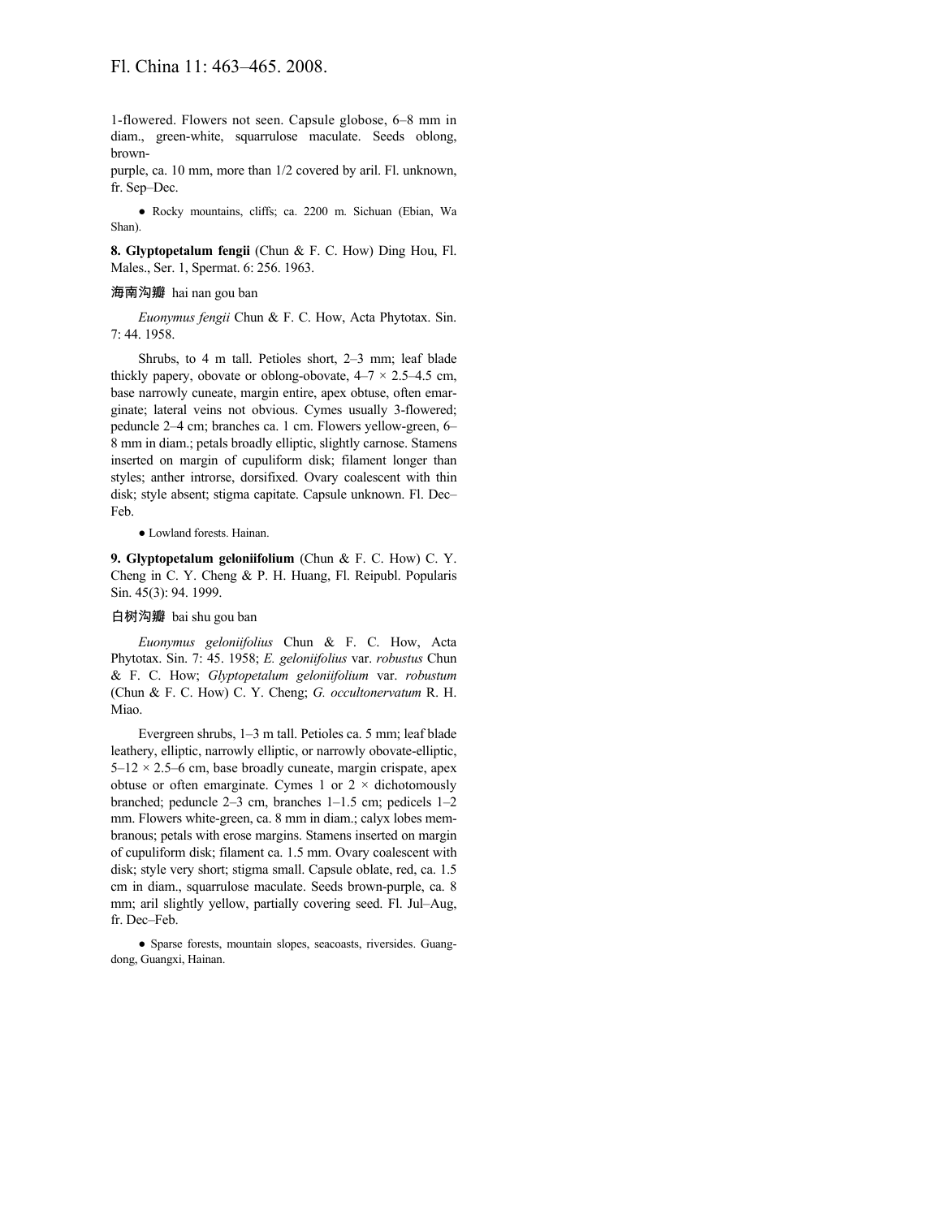1-flowered. Flowers not seen. Capsule globose, 6–8 mm in diam., green-white, squarrulose maculate. Seeds oblong, brown-purple, ca. 10 mm, more than 1/2 covered by aril. Fl. unknown, fr. Sep–Dec.

● Rocky mountains, cliffs; ca. 2200 m. Sichuan (Ebian, Wa Shan).

**8. Glyptopetalum fengii** (Chun & F. C. How) Ding Hou, Fl. Males., Ser. 1, Spermat. 6: 256. 1963.

海南沟瓣 hai nan gou ban

*Euonymus fengii* Chun & F. C. How, Acta Phytotax. Sin. 7: 44. 1958.

Shrubs, to 4 m tall. Petioles short, 2–3 mm; leaf blade thickly papery, obovate or oblong-obovate, 4–7 × 2.5–4.5 cm, base narrowly cuneate, margin entire, apex obtuse, often emarginate; lateral veins not obvious. Cymes usually 3-flowered; peduncle 2–4 cm; branches ca. 1 cm. Flowers yellow-green, 6–8 mm in diam.; petals broadly elliptic, slightly carnose. Stamens inserted on margin of cupuliform disk; filament longer than styles; anther introrse, dorsifixed. Ovary coalescent with thin disk; style absent; stigma capitate. Capsule unknown. Fl. Dec–Feb.

● Lowland forests. Hainan.

**9. Glyptopetalum geloniifolium** (Chun & F. C. How) C. Y. Cheng in C. Y. Cheng & P. H. Huang, Fl. Reipubl. Popularis Sin. 45(3): 94. 1999.

白树沟瓣 bai shu gou ban

*Euonymus geloniifolius* Chun & F. C. How, Acta Phytotax. Sin. 7: 45. 1958; *E. geloniifolius* var. *robustus* Chun & F. C. How; *Glyptopetalum geloniifolium* var. *robustum* (Chun & F. C. How) C. Y. Cheng; *G. occultonervatum* R. H. Miao.

Evergreen shrubs, 1–3 m tall. Petioles ca. 5 mm; leaf blade leathery, elliptic, narrowly elliptic, or narrowly obovate-elliptic, 5–12 × 2.5–6 cm, base broadly cuneate, margin crispate, apex obtuse or often emarginate. Cymes 1 or 2 × dichotomously branched; peduncle 2–3 cm, branches 1–1.5 cm; pedicels 1–2 mm. Flowers white-green, ca. 8 mm in diam.; calyx lobes membranous; petals with erose margins. Stamens inserted on margin of cupuliform disk; filament ca. 1.5 mm. Ovary coalescent with disk; style very short; stigma small. Capsule oblate, red, ca. 1.5 cm in diam., squarrulose maculate. Seeds brown-purple, ca. 8 mm; aril slightly yellow, partially covering seed. Fl. Jul–Aug, fr. Dec–Feb.

● Sparse forests, mountain slopes, seacoasts, riversides. Guangdong, Guangxi, Hainan.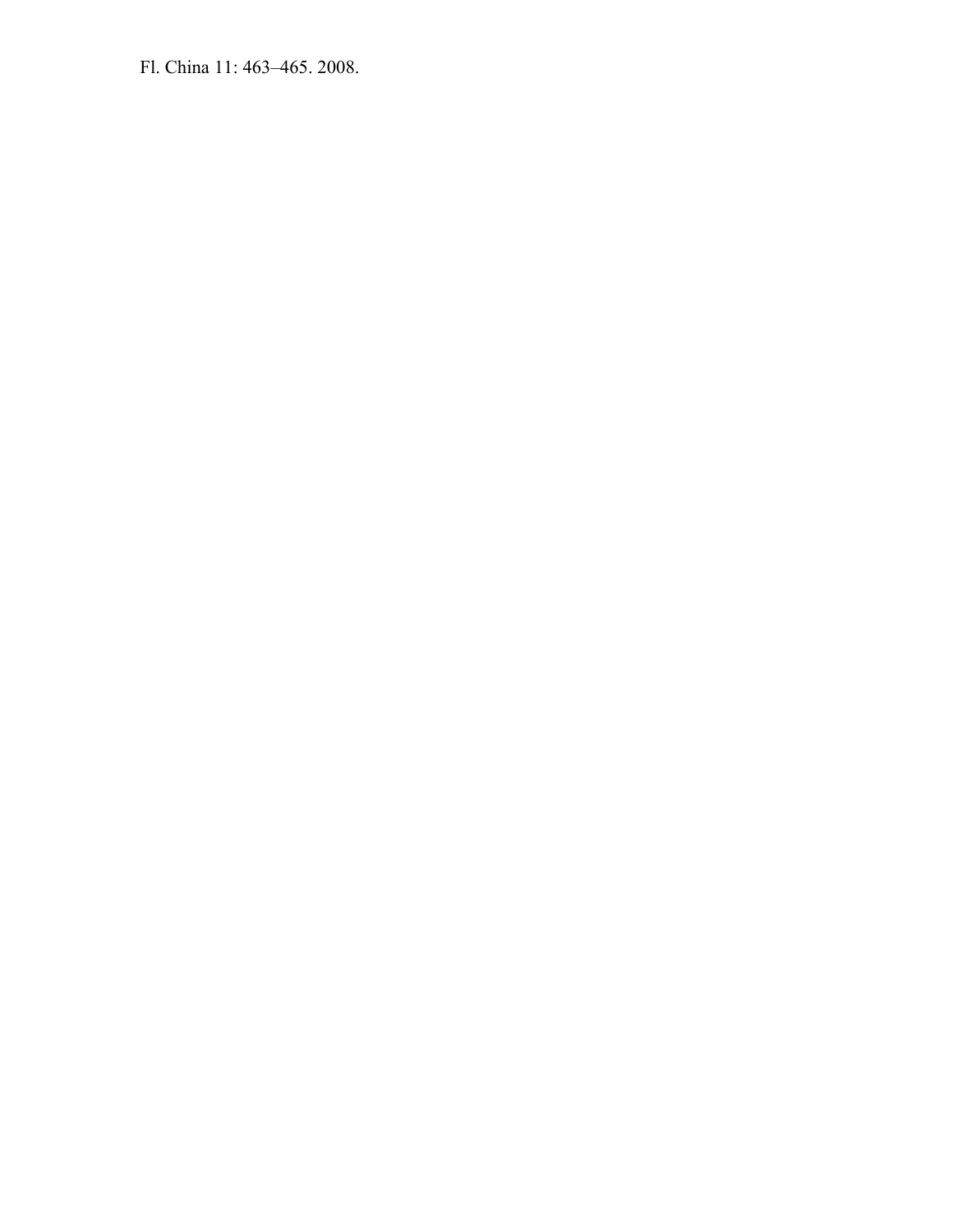Fl. China 11: 463–465. 2008.